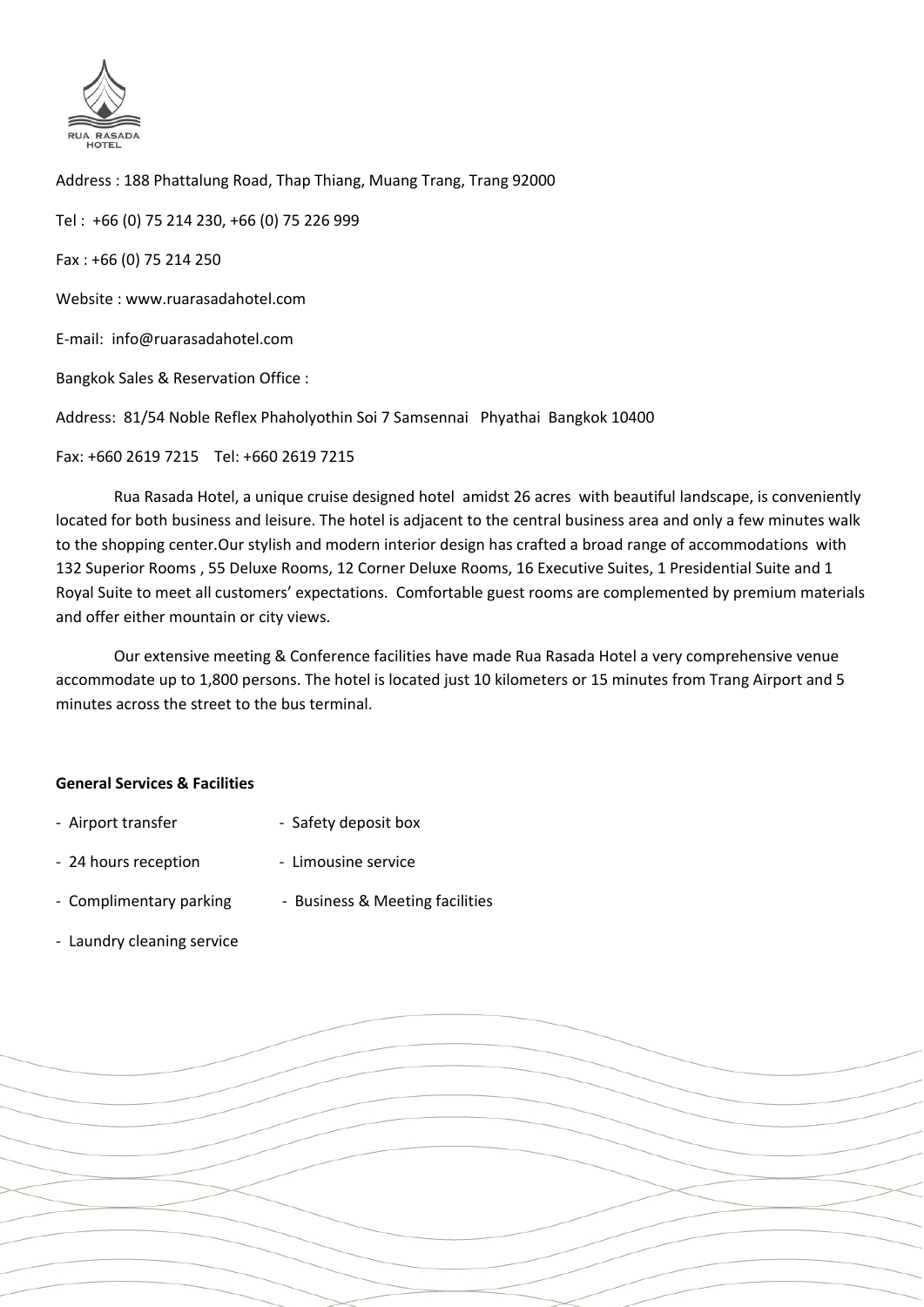RUA RASADA HOTEL

Address : 188 Phattalung Road, Thap Thiang, Muang Trang, Trang 92000

Tel : +66 (0) 75 214 230, +66 (0) 75 226 999

Fax : +66 (0) 75 214 250

Website : www.ruarasadahotel.com

E-mail: info@ruarasadahotel.com

Bangkok Sales & Reservation Office :

Address: 81/54 Noble Reflex Phaholyothin Soi 7 Samsennai Phyathai Bangkok 10400

Fax: +660 2619 7215 Tel: +660 2619 7215

Rua Rasada Hotel, a unique cruise designed hotel amidst 26 acres with beautiful landscape, is conveniently located for both business and leisure. The hotel is adjacent to the central business area and only a few minutes walk to the shopping center.Our stylish and modern interior design has crafted a broad range of accommodations with 132 Superior Rooms , 55 Deluxe Rooms, 12 Corner Deluxe Rooms, 16 Executive Suites, 1 Presidential Suite and 1 Royal Suite to meet all customers' expectations. Comfortable guest rooms are complemented by premium materials and offer either mountain or city views.

Our extensive meeting & Conference facilities have made Rua Rasada Hotel a very comprehensive venue accommodate up to 1,800 persons. The hotel is located just 10 kilometers or 15 minutes from Trang Airport and 5 minutes across the street to the bus terminal.

**General Services & Facilities**

- Airport transfer
- Safety deposit box
- 24 hours reception
- Limousine service
- Complimentary parking
- Business & Meeting facilities
- Laundry cleaning service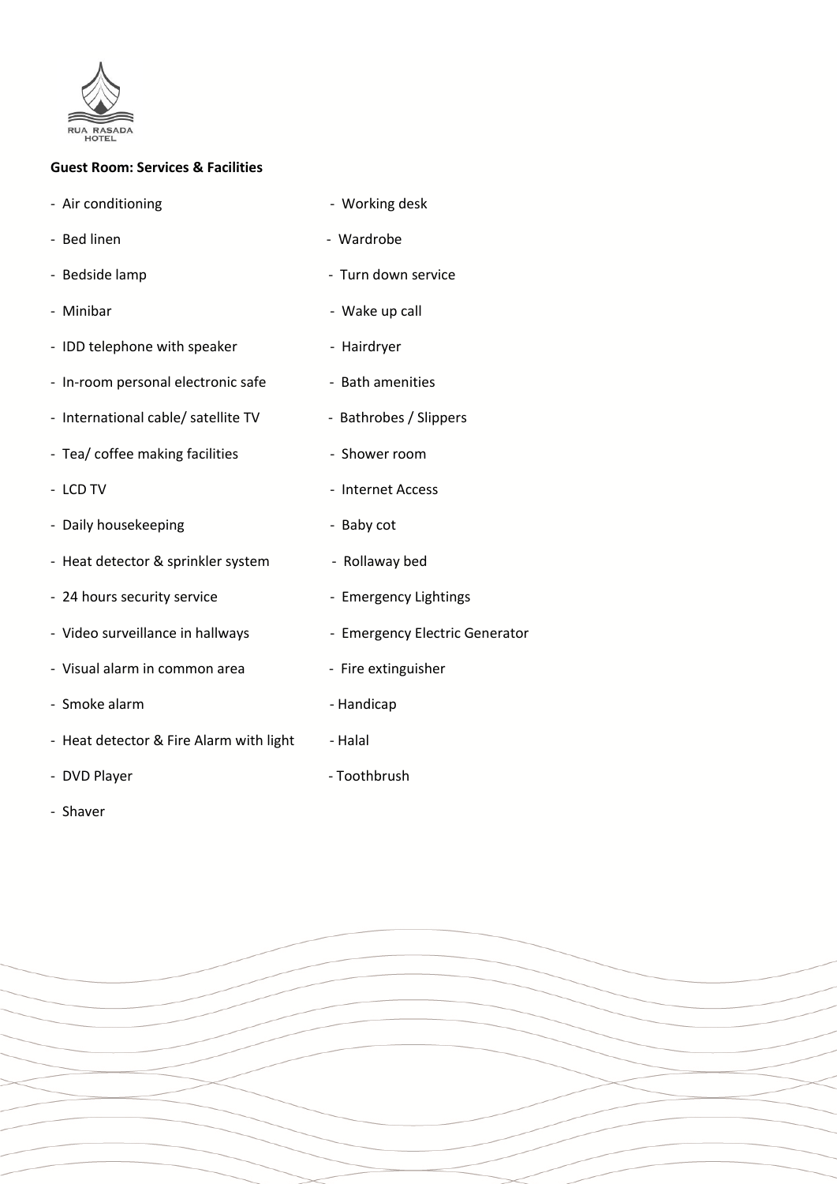**Guest Room: Services & Facilities**

- Air conditioning
- Bed linen
- Bedside lamp
- Minibar
- IDD telephone with speaker
- In-room personal electronic safe
- International cable/ satellite TV
- Tea/ coffee making facilities
- LCD TV
- Daily housekeeping
- Heat detector & sprinkler system
- 24 hours security service
- Video surveillance in hallways
- Visual alarm in common area
- Smoke alarm
- Heat detector & Fire Alarm with light
- DVD Player
- Shaver
- Working desk
- Wardrobe
- Turn down service
- Wake up call
- Hairdryer
- Bath amenities
- Bathrobes / Slippers
- Shower room
- Internet Access
- Baby cot
- Rollaway bed
- Emergency Lightings
- Emergency Electric Generator
- Fire extinguisher
- Handicap
- Halal
- Toothbrush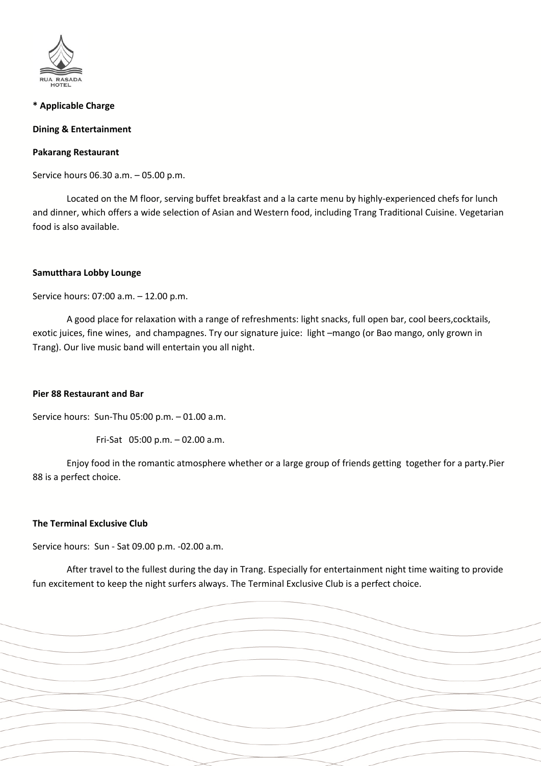**\* Applicable Charge**

**Dining & Entertainment**

**Pakarang Restaurant**

Service hours 06.30 a.m. – 05.00 p.m.

Located on the M floor, serving buffet breakfast and a la carte menu by highly-experienced chefs for lunch and dinner, which offers a wide selection of Asian and Western food, including Trang Traditional Cuisine. Vegetarian food is also available.

**Samutthara Lobby Lounge**

Service hours: 07:00 a.m. – 12.00 p.m.

A good place for relaxation with a range of refreshments: light snacks, full open bar, cool beers,cocktails, exotic juices, fine wines, and champagnes. Try our signature juice: light –mango (or Bao mango, only grown in Trang). Our live music band will entertain you all night.

**Pier 88 Restaurant and Bar**

Service hours: Sun-Thu 05:00 p.m. – 01.00 a.m.

Fri-Sat 05:00 p.m. – 02.00 a.m.

Enjoy food in the romantic atmosphere whether or a large group of friends getting together for a party.Pier 88 is a perfect choice.

**The Terminal Exclusive Club**

Service hours: Sun - Sat 09.00 p.m. -02.00 a.m.

After travel to the fullest during the day in Trang. Especially for entertainment night time waiting to provide fun excitement to keep the night surfers always. The Terminal Exclusive Club is a perfect choice.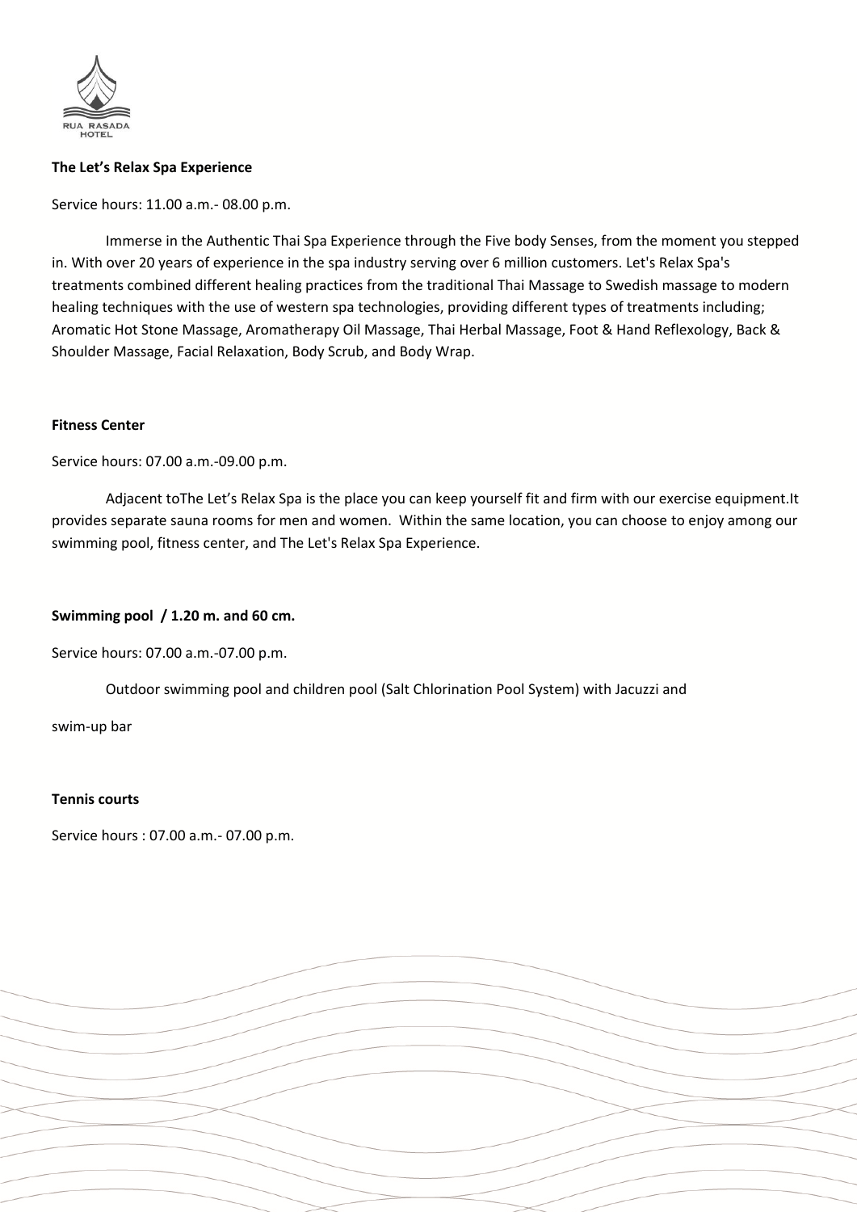**The Let's Relax Spa Experience**

Service hours: 11.00 a.m.- 08.00 p.m.

Immerse in the Authentic Thai Spa Experience through the Five body Senses, from the moment you stepped in. With over 20 years of experience in the spa industry serving over 6 million customers. Let's Relax Spa's treatments combined different healing practices from the traditional Thai Massage to Swedish massage to modern healing techniques with the use of western spa technologies, providing different types of treatments including; Aromatic Hot Stone Massage, Aromatherapy Oil Massage, Thai Herbal Massage, Foot & Hand Reflexology, Back & Shoulder Massage, Facial Relaxation, Body Scrub, and Body Wrap.

**Fitness Center**

Service hours: 07.00 a.m.-09.00 p.m.

Adjacent toThe Let's Relax Spa is the place you can keep yourself fit and firm with our exercise equipment.It provides separate sauna rooms for men and women. Within the same location, you can choose to enjoy among our swimming pool, fitness center, and The Let's Relax Spa Experience.

**Swimming pool / 1.20 m. and 60 cm.**

Service hours: 07.00 a.m.-07.00 p.m.

Outdoor swimming pool and children pool (Salt Chlorination Pool System) with Jacuzzi and

swim-up bar

**Tennis courts**

Service hours : 07.00 a.m.- 07.00 p.m.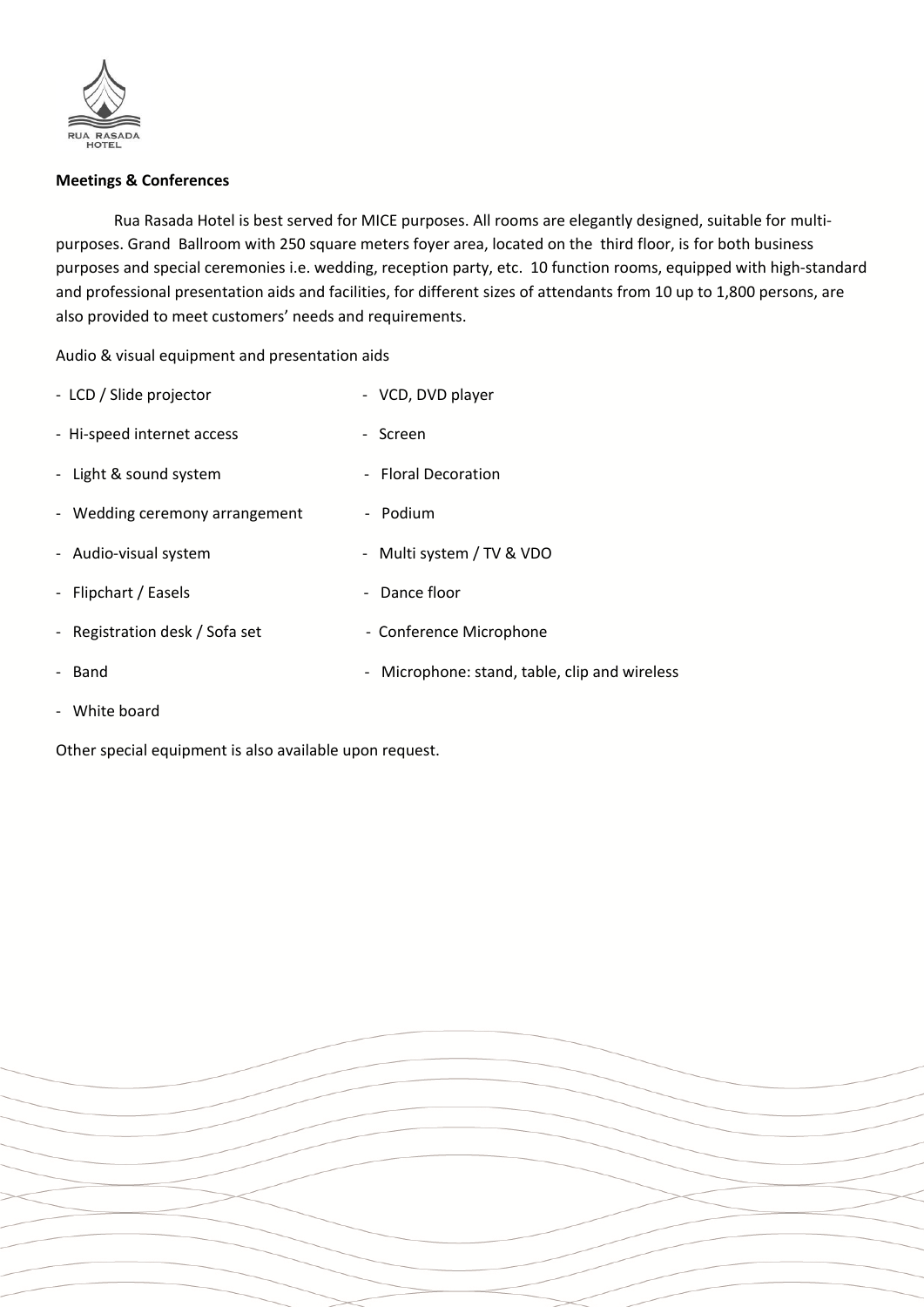**Meetings & Conferences**

Rua Rasada Hotel is best served for MICE purposes. All rooms are elegantly designed, suitable for multi-purposes. Grand Ballroom with 250 square meters foyer area, located on the third floor, is for both business purposes and special ceremonies i.e. wedding, reception party, etc. 10 function rooms, equipped with high-standard and professional presentation aids and facilities, for different sizes of attendants from 10 up to 1,800 persons, are also provided to meet customers' needs and requirements.

Audio & visual equipment and presentation aids

- LCD / Slide projector
- VCD, DVD player
- Hi-speed internet access
- Screen
- Light & sound system
- Floral Decoration
- Wedding ceremony arrangement
- Podium
- Audio-visual system
- Multi system / TV & VDO
- Flipchart / Easels
- Dance floor
- Registration desk / Sofa set
- Conference Microphone
- Band
- Microphone: stand, table, clip and wireless
- White board

Other special equipment is also available upon request.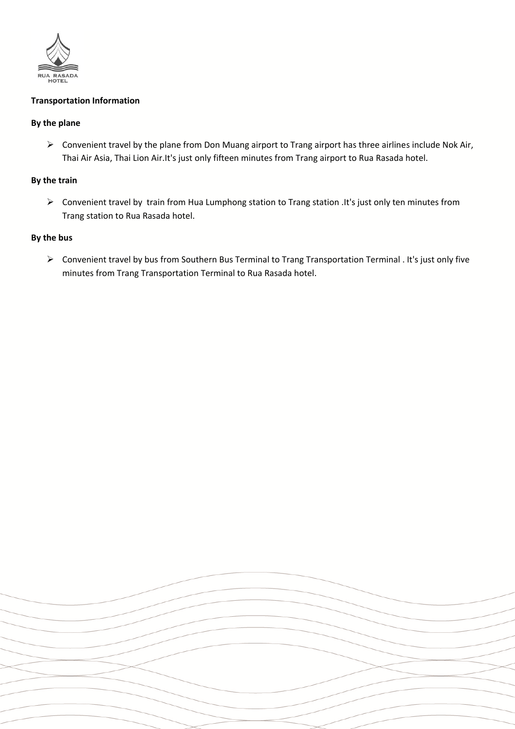**Transportation Information**

**By the plane**

- Convenient travel by the plane from Don Muang airport to Trang airport has three airlines include Nok Air, Thai Air Asia, Thai Lion Air.It's just only fifteen minutes from Trang airport to Rua Rasada hotel.

**By the train**

- Convenient travel by train from Hua Lumphong station to Trang station .It's just only ten minutes from Trang station to Rua Rasada hotel.

**By the bus**

- Convenient travel by bus from Southern Bus Terminal to Trang Transportation Terminal . It's just only five minutes from Trang Transportation Terminal to Rua Rasada hotel.